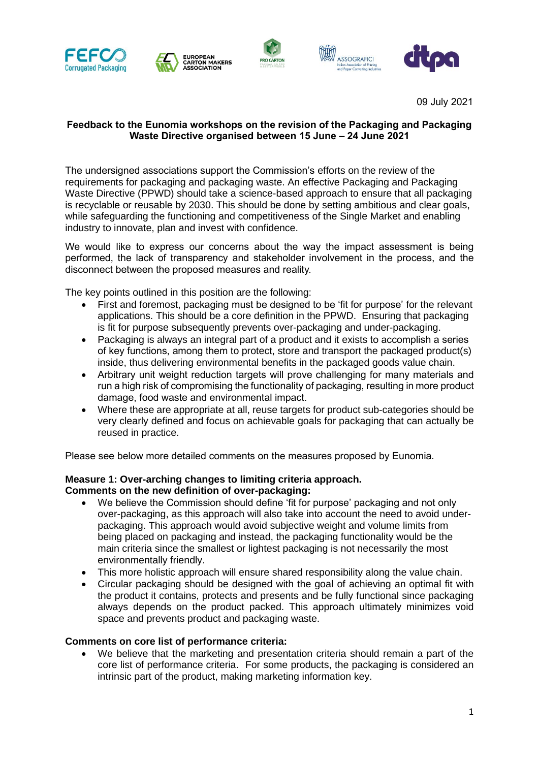09 July 2021

**Feedback to the Eunomia workshops on the revision of the Packaging and Packaging Waste Directive organised between 15 June – 24 June 2021**

The undersigned associations support the Commission's efforts on the review of the requirements for packaging and packaging waste. An effective Packaging and Packaging Waste Directive (PPWD) should take a science-based approach to ensure that all packaging is recyclable or reusable by 2030. This should be done by setting ambitious and clear goals, while safeguarding the functioning and competitiveness of the Single Market and enabling industry to innovate, plan and invest with confidence.

We would like to express our concerns about the way the impact assessment is being performed, the lack of transparency and stakeholder involvement in the process, and the disconnect between the proposed measures and reality.

The key points outlined in this position are the following:

- First and foremost, packaging must be designed to be 'fit for purpose' for the relevant applications. This should be a core definition in the PPWD. Ensuring that packaging is fit for purpose subsequently prevents over-packaging and under-packaging.
- Packaging is always an integral part of a product and it exists to accomplish a series of key functions, among them to protect, store and transport the packaged product(s) inside, thus delivering environmental benefits in the packaged goods value chain.
- Arbitrary unit weight reduction targets will prove challenging for many materials and run a high risk of compromising the functionality of packaging, resulting in more product damage, food waste and environmental impact.
- Where these are appropriate at all, reuse targets for product sub-categories should be very clearly defined and focus on achievable goals for packaging that can actually be reused in practice.

Please see below more detailed comments on the measures proposed by Eunomia.

**Measure 1: Over-arching changes to limiting criteria approach.**
**Comments on the new definition of over-packaging:**

- We believe the Commission should define 'fit for purpose' packaging and not only over-packaging, as this approach will also take into account the need to avoid under-packaging. This approach would avoid subjective weight and volume limits from being placed on packaging and instead, the packaging functionality would be the main criteria since the smallest or lightest packaging is not necessarily the most environmentally friendly.
- This more holistic approach will ensure shared responsibility along the value chain.
- Circular packaging should be designed with the goal of achieving an optimal fit with the product it contains, protects and presents and be fully functional since packaging always depends on the product packed. This approach ultimately minimizes void space and prevents product and packaging waste.

**Comments on core list of performance criteria:**

- We believe that the marketing and presentation criteria should remain a part of the core list of performance criteria. For some products, the packaging is considered an intrinsic part of the product, making marketing information key.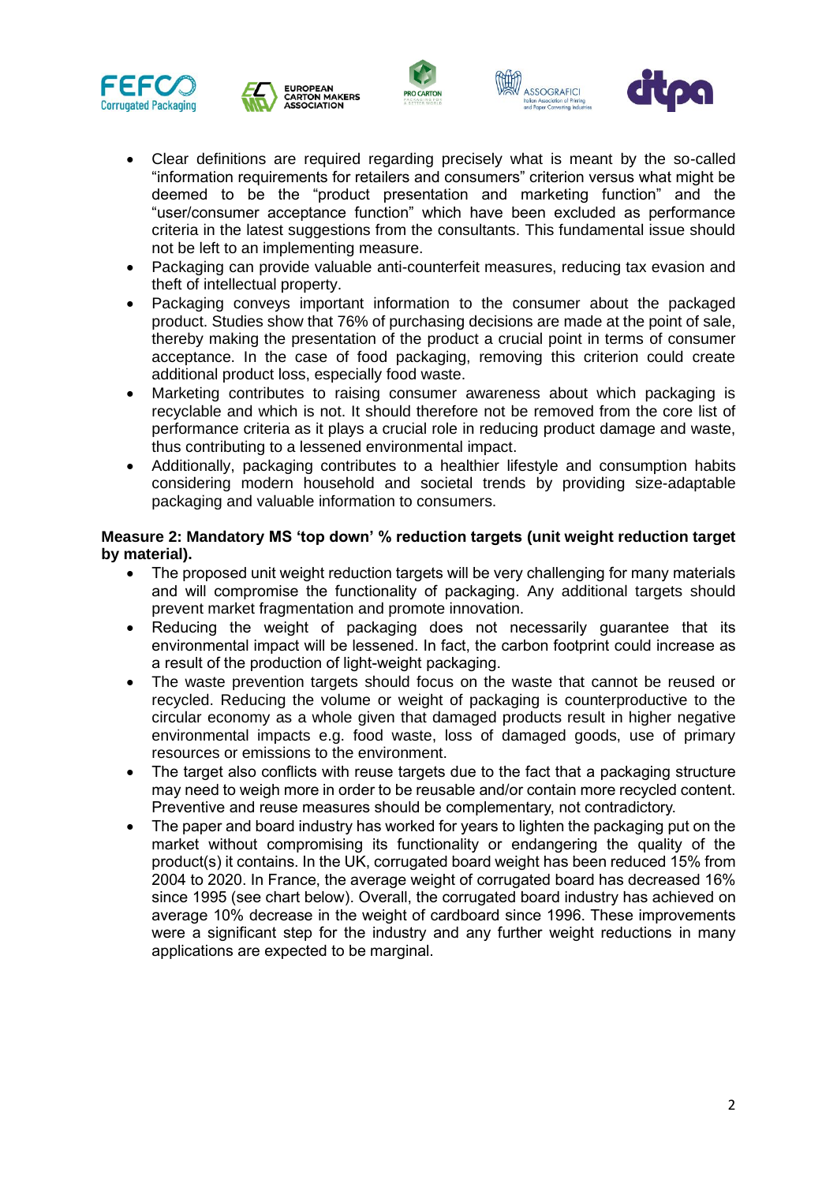- Clear definitions are required regarding precisely what is meant by the so-called "information requirements for retailers and consumers" criterion versus what might be deemed to be the "product presentation and marketing function" and the "user/consumer acceptance function" which have been excluded as performance criteria in the latest suggestions from the consultants. This fundamental issue should not be left to an implementing measure.
- Packaging can provide valuable anti-counterfeit measures, reducing tax evasion and theft of intellectual property.
- Packaging conveys important information to the consumer about the packaged product. Studies show that 76% of purchasing decisions are made at the point of sale, thereby making the presentation of the product a crucial point in terms of consumer acceptance. In the case of food packaging, removing this criterion could create additional product loss, especially food waste.
- Marketing contributes to raising consumer awareness about which packaging is recyclable and which is not. It should therefore not be removed from the core list of performance criteria as it plays a crucial role in reducing product damage and waste, thus contributing to a lessened environmental impact.
- Additionally, packaging contributes to a healthier lifestyle and consumption habits considering modern household and societal trends by providing size-adaptable packaging and valuable information to consumers.

**Measure 2: Mandatory MS 'top down' % reduction targets (unit weight reduction target by material).**

- The proposed unit weight reduction targets will be very challenging for many materials and will compromise the functionality of packaging. Any additional targets should prevent market fragmentation and promote innovation.
- Reducing the weight of packaging does not necessarily guarantee that its environmental impact will be lessened. In fact, the carbon footprint could increase as a result of the production of light-weight packaging.
- The waste prevention targets should focus on the waste that cannot be reused or recycled. Reducing the volume or weight of packaging is counterproductive to the circular economy as a whole given that damaged products result in higher negative environmental impacts e.g. food waste, loss of damaged goods, use of primary resources or emissions to the environment.
- The target also conflicts with reuse targets due to the fact that a packaging structure may need to weigh more in order to be reusable and/or contain more recycled content. Preventive and reuse measures should be complementary, not contradictory.
- The paper and board industry has worked for years to lighten the packaging put on the market without compromising its functionality or endangering the quality of the product(s) it contains. In the UK, corrugated board weight has been reduced 15% from 2004 to 2020. In France, the average weight of corrugated board has decreased 16% since 1995 (see chart below). Overall, the corrugated board industry has achieved on average 10% decrease in the weight of cardboard since 1996. These improvements were a significant step for the industry and any further weight reductions in many applications are expected to be marginal.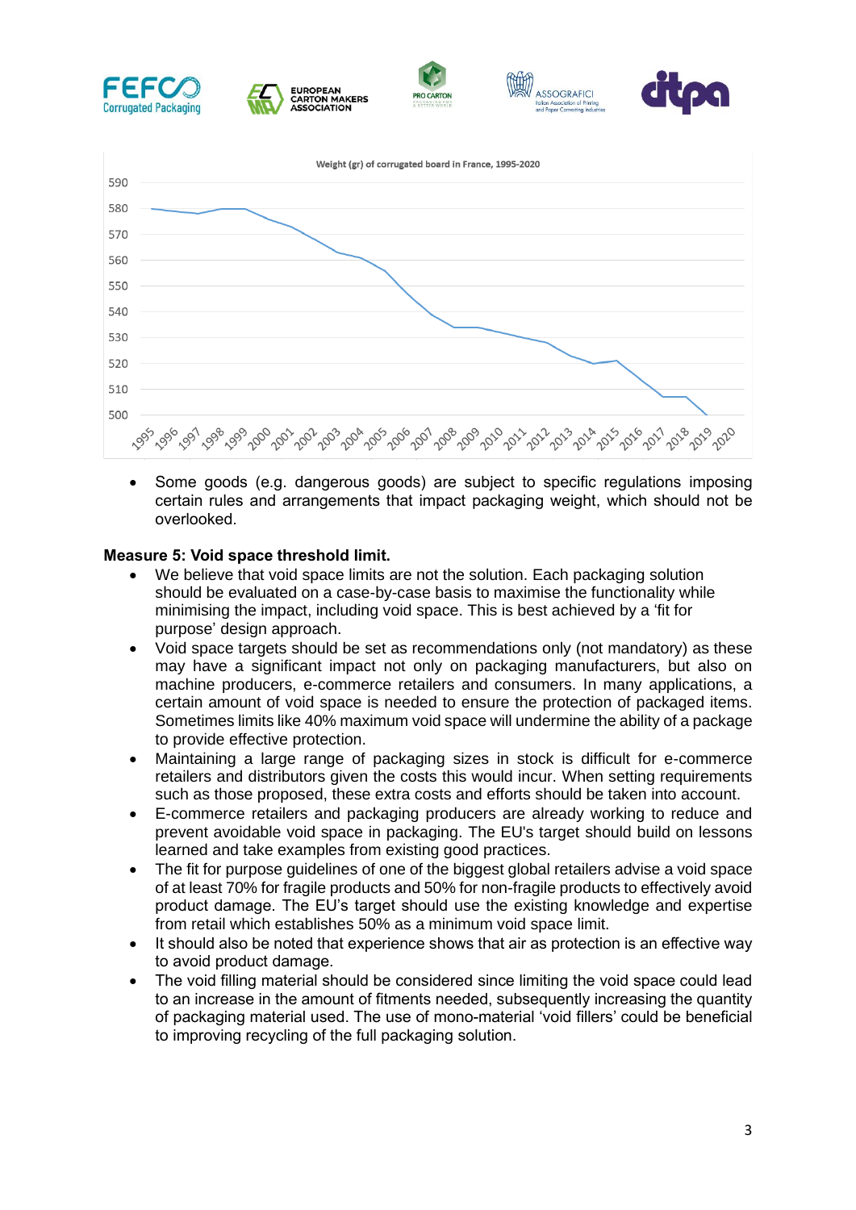Weight (gr) of corrugated board in France, 1995-2020

- Some goods (e.g. dangerous goods) are subject to specific regulations imposing certain rules and arrangements that impact packaging weight, which should not be overlooked.

**Measure 5: Void space threshold limit.**

- We believe that void space limits are not the solution. Each packaging solution should be evaluated on a case-by-case basis to maximise the functionality while minimising the impact, including void space. This is best achieved by a 'fit for purpose' design approach.
- Void space targets should be set as recommendations only (not mandatory) as these may have a significant impact not only on packaging manufacturers, but also on machine producers, e-commerce retailers and consumers. In many applications, a certain amount of void space is needed to ensure the protection of packaged items. Sometimes limits like 40% maximum void space will undermine the ability of a package to provide effective protection.
- Maintaining a large range of packaging sizes in stock is difficult for e-commerce retailers and distributors given the costs this would incur. When setting requirements such as those proposed, these extra costs and efforts should be taken into account.
- E-commerce retailers and packaging producers are already working to reduce and prevent avoidable void space in packaging. The EU's target should build on lessons learned and take examples from existing good practices.
- The fit for purpose guidelines of one of the biggest global retailers advise a void space of at least 70% for fragile products and 50% for non-fragile products to effectively avoid product damage. The EU's target should use the existing knowledge and expertise from retail which establishes 50% as a minimum void space limit.
- It should also be noted that experience shows that air as protection is an effective way to avoid product damage.
- The void filling material should be considered since limiting the void space could lead to an increase in the amount of fitments needed, subsequently increasing the quantity of packaging material used. The use of mono-material 'void fillers' could be beneficial to improving recycling of the full packaging solution.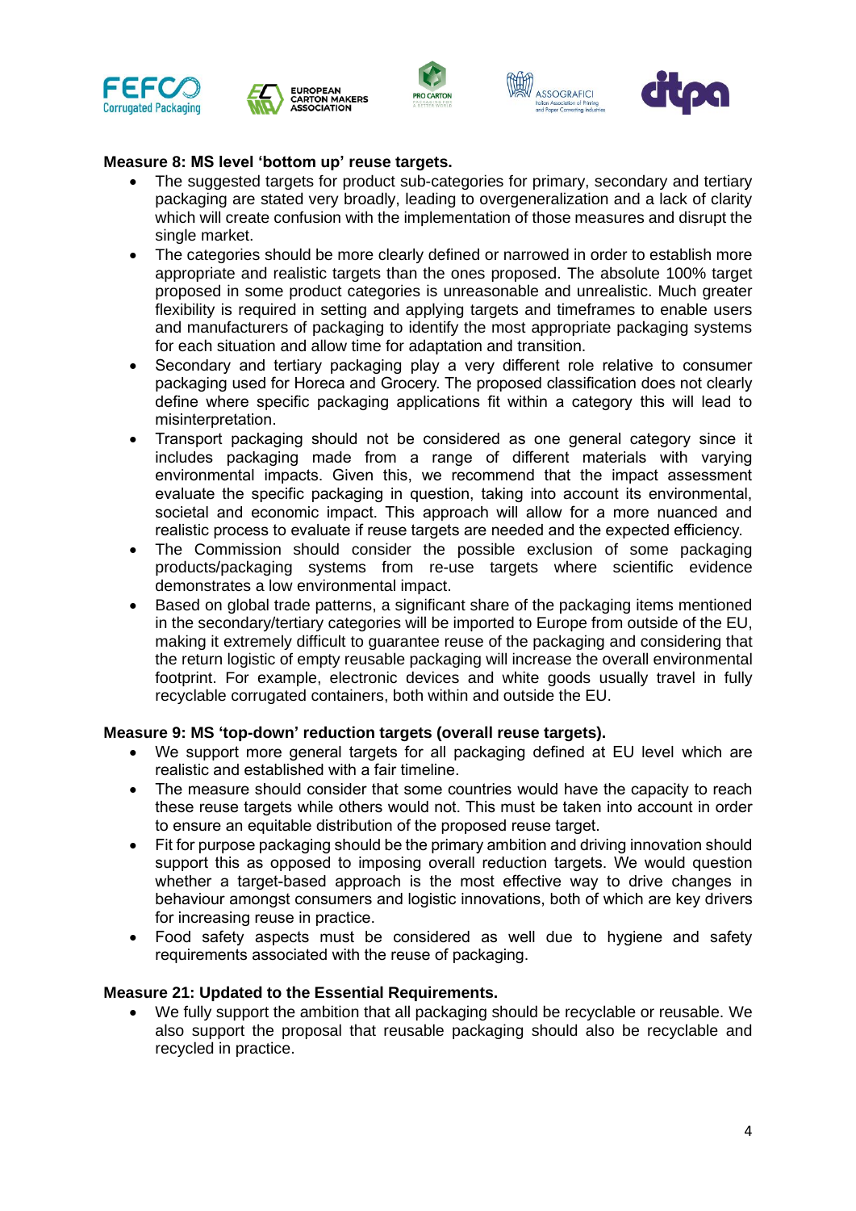**Measure 8: MS level 'bottom up' reuse targets.**

- The suggested targets for product sub-categories for primary, secondary and tertiary packaging are stated very broadly, leading to overgeneralization and a lack of clarity which will create confusion with the implementation of those measures and disrupt the single market.
- The categories should be more clearly defined or narrowed in order to establish more appropriate and realistic targets than the ones proposed. The absolute 100% target proposed in some product categories is unreasonable and unrealistic. Much greater flexibility is required in setting and applying targets and timeframes to enable users and manufacturers of packaging to identify the most appropriate packaging systems for each situation and allow time for adaptation and transition.
- Secondary and tertiary packaging play a very different role relative to consumer packaging used for Horeca and Grocery. The proposed classification does not clearly define where specific packaging applications fit within a category this will lead to misinterpretation.
- Transport packaging should not be considered as one general category since it includes packaging made from a range of different materials with varying environmental impacts. Given this, we recommend that the impact assessment evaluate the specific packaging in question, taking into account its environmental, societal and economic impact. This approach will allow for a more nuanced and realistic process to evaluate if reuse targets are needed and the expected efficiency.
- The Commission should consider the possible exclusion of some packaging products/packaging systems from re-use targets where scientific evidence demonstrates a low environmental impact.
- Based on global trade patterns, a significant share of the packaging items mentioned in the secondary/tertiary categories will be imported to Europe from outside of the EU, making it extremely difficult to guarantee reuse of the packaging and considering that the return logistic of empty reusable packaging will increase the overall environmental footprint. For example, electronic devices and white goods usually travel in fully recyclable corrugated containers, both within and outside the EU.

**Measure 9: MS 'top-down' reduction targets (overall reuse targets).**

- We support more general targets for all packaging defined at EU level which are realistic and established with a fair timeline.
- The measure should consider that some countries would have the capacity to reach these reuse targets while others would not. This must be taken into account in order to ensure an equitable distribution of the proposed reuse target.
- Fit for purpose packaging should be the primary ambition and driving innovation should support this as opposed to imposing overall reduction targets. We would question whether a target-based approach is the most effective way to drive changes in behaviour amongst consumers and logistic innovations, both of which are key drivers for increasing reuse in practice.
- Food safety aspects must be considered as well due to hygiene and safety requirements associated with the reuse of packaging.

**Measure 21: Updated to the Essential Requirements.**

- We fully support the ambition that all packaging should be recyclable or reusable. We also support the proposal that reusable packaging should also be recyclable and recycled in practice.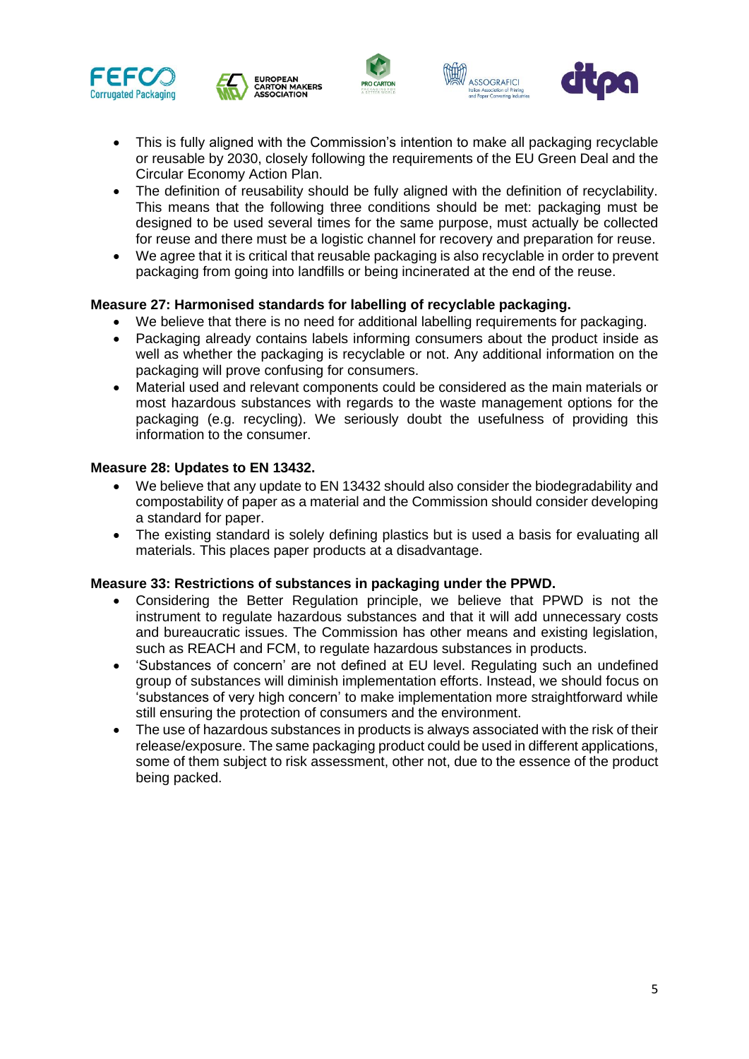- This is fully aligned with the Commission's intention to make all packaging recyclable or reusable by 2030, closely following the requirements of the EU Green Deal and the Circular Economy Action Plan.
- The definition of reusability should be fully aligned with the definition of recyclability. This means that the following three conditions should be met: packaging must be designed to be used several times for the same purpose, must actually be collected for reuse and there must be a logistic channel for recovery and preparation for reuse.
- We agree that it is critical that reusable packaging is also recyclable in order to prevent packaging from going into landfills or being incinerated at the end of the reuse.

**Measure 27: Harmonised standards for labelling of recyclable packaging.**

- We believe that there is no need for additional labelling requirements for packaging.
- Packaging already contains labels informing consumers about the product inside as well as whether the packaging is recyclable or not. Any additional information on the packaging will prove confusing for consumers.
- Material used and relevant components could be considered as the main materials or most hazardous substances with regards to the waste management options for the packaging (e.g. recycling). We seriously doubt the usefulness of providing this information to the consumer.

**Measure 28: Updates to EN 13432.**

- We believe that any update to EN 13432 should also consider the biodegradability and compostability of paper as a material and the Commission should consider developing a standard for paper.
- The existing standard is solely defining plastics but is used a basis for evaluating all materials. This places paper products at a disadvantage.

**Measure 33: Restrictions of substances in packaging under the PPWD.**

- Considering the Better Regulation principle, we believe that PPWD is not the instrument to regulate hazardous substances and that it will add unnecessary costs and bureaucratic issues. The Commission has other means and existing legislation, such as REACH and FCM, to regulate hazardous substances in products.
- 'Substances of concern' are not defined at EU level. Regulating such an undefined group of substances will diminish implementation efforts. Instead, we should focus on 'substances of very high concern' to make implementation more straightforward while still ensuring the protection of consumers and the environment.
- The use of hazardous substances in products is always associated with the risk of their release/exposure. The same packaging product could be used in different applications, some of them subject to risk assessment, other not, due to the essence of the product being packed.